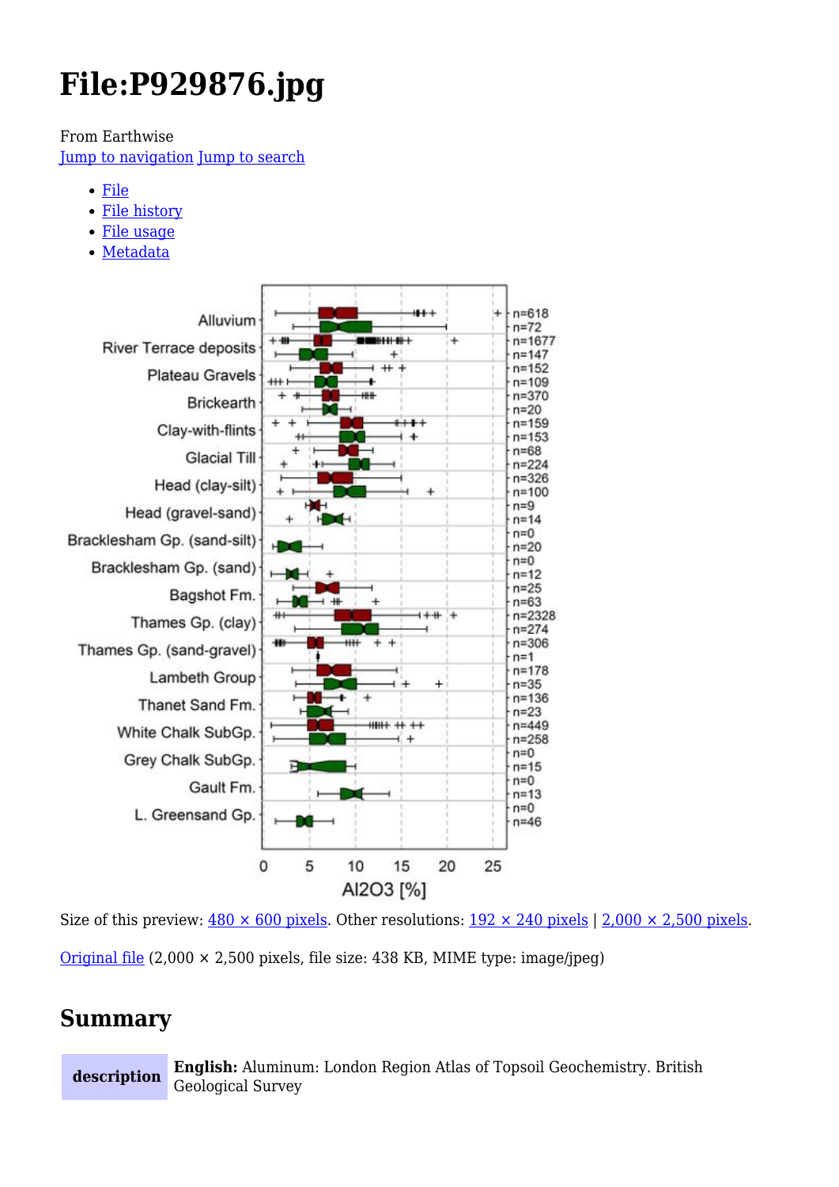# File:P929876.jpg

From Earthwise

[Jump to navigation](#) [Jump to search](#)

- [File](#)
- [File history](#)
- [File usage](#)
- [Metadata](#)

Size of this preview: [480 × 600 pixels](#). Other resolutions: [192 × 240 pixels](#) | [2,000 × 2,500 pixels](#).

[Original file](#) (2,000 × 2,500 pixels, file size: 438 KB, MIME type: image/jpeg)

## Summary

| description | **English:** Aluminum: London Region Atlas of Topsoil Geochemistry. British Geological Survey |
|---|---|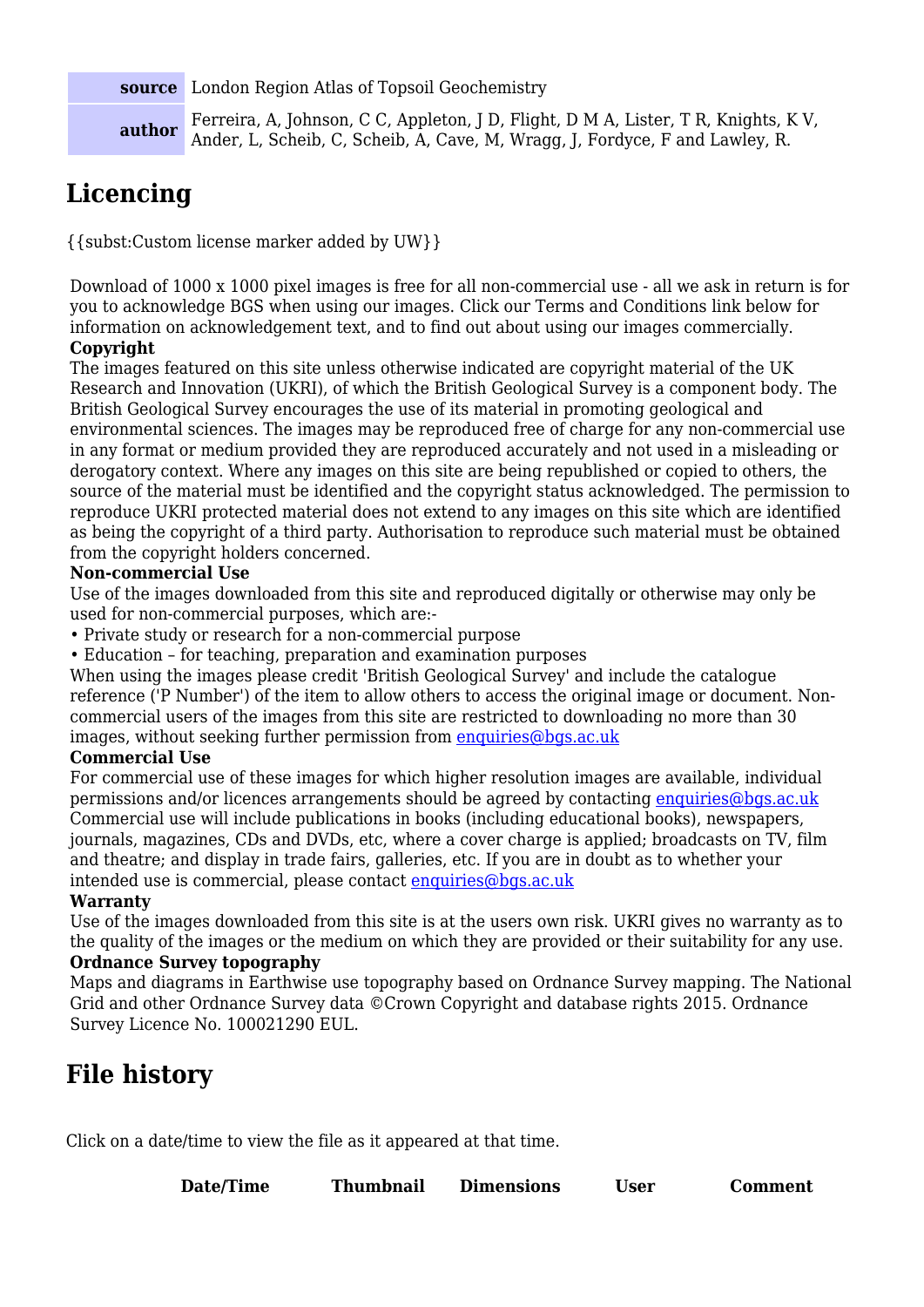| source | London Region Atlas of Topsoil Geochemistry |
|---|---|
| author | Ferreira, A, Johnson, C C, Appleton, J D, Flight, D M A, Lister, T R, Knights, K V, Ander, L, Scheib, C, Scheib, A, Cave, M, Wragg, J, Fordyce, F and Lawley, R. |

## Licencing

{{subst:Custom license marker added by UW}}

Download of 1000 x 1000 pixel images is free for all non-commercial use - all we ask in return is for you to acknowledge BGS when using our images. Click our Terms and Conditions link below for information on acknowledgement text, and to find out about using our images commercially.

**Copyright**

The images featured on this site unless otherwise indicated are copyright material of the UK Research and Innovation (UKRI), of which the British Geological Survey is a component body. The British Geological Survey encourages the use of its material in promoting geological and environmental sciences. The images may be reproduced free of charge for any non-commercial use in any format or medium provided they are reproduced accurately and not used in a misleading or derogatory context. Where any images on this site are being republished or copied to others, the source of the material must be identified and the copyright status acknowledged. The permission to reproduce UKRI protected material does not extend to any images on this site which are identified as being the copyright of a third party. Authorisation to reproduce such material must be obtained from the copyright holders concerned.

**Non-commercial Use**

Use of the images downloaded from this site and reproduced digitally or otherwise may only be used for non-commercial purposes, which are:-

- Private study or research for a non-commercial purpose
- Education – for teaching, preparation and examination purposes

When using the images please credit 'British Geological Survey' and include the catalogue reference ('P Number') of the item to allow others to access the original image or document. Non-commercial users of the images from this site are restricted to downloading no more than 30 images, without seeking further permission from enquiries@bgs.ac.uk

**Commercial Use**

For commercial use of these images for which higher resolution images are available, individual permissions and/or licences arrangements should be agreed by contacting enquiries@bgs.ac.uk Commercial use will include publications in books (including educational books), newspapers, journals, magazines, CDs and DVDs, etc, where a cover charge is applied; broadcasts on TV, film and theatre; and display in trade fairs, galleries, etc. If you are in doubt as to whether your intended use is commercial, please contact enquiries@bgs.ac.uk

**Warranty**

Use of the images downloaded from this site is at the users own risk. UKRI gives no warranty as to the quality of the images or the medium on which they are provided or their suitability for any use.

**Ordnance Survey topography**

Maps and diagrams in Earthwise use topography based on Ordnance Survey mapping. The National Grid and other Ordnance Survey data ©Crown Copyright and database rights 2015. Ordnance Survey Licence No. 100021290 EUL.

## File history

Click on a date/time to view the file as it appeared at that time.

| Date/Time | Thumbnail | Dimensions | User | Comment |
|---|---|---|---|---|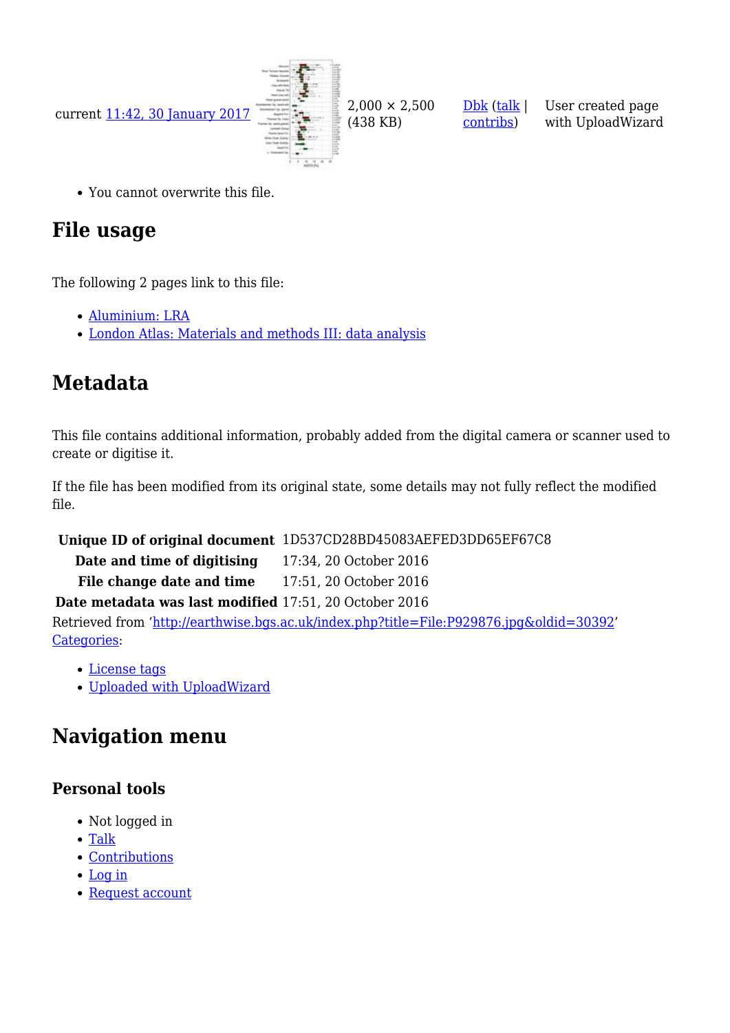| current 11:42, 30 January 2017 | | 2,000 × 2,500 (438 KB) | Dbk (talk \| contribs) | User created page with UploadWizard |
|---|---|---|---|---|

- You cannot overwrite this file.

## File usage

The following 2 pages link to this file:

- Aluminium: LRA
- London Atlas: Materials and methods III: data analysis

## Metadata

This file contains additional information, probably added from the digital camera or scanner used to create or digitise it.

If the file has been modified from its original state, some details may not fully reflect the modified file.

| | |
|---|---|
| **Unique ID of original document** | 1D537CD28BD45083AEFED3DD65EF67C8 |
| **Date and time of digitising** | 17:34, 20 October 2016 |
| **File change date and time** | 17:51, 20 October 2016 |
| **Date metadata was last modified** | 17:51, 20 October 2016 |

Retrieved from 'http://earthwise.bgs.ac.uk/index.php?title=File:P929876.jpg&oldid=30392'
Categories:

- License tags
- Uploaded with UploadWizard

## Navigation menu

### Personal tools

- Not logged in
- Talk
- Contributions
- Log in
- Request account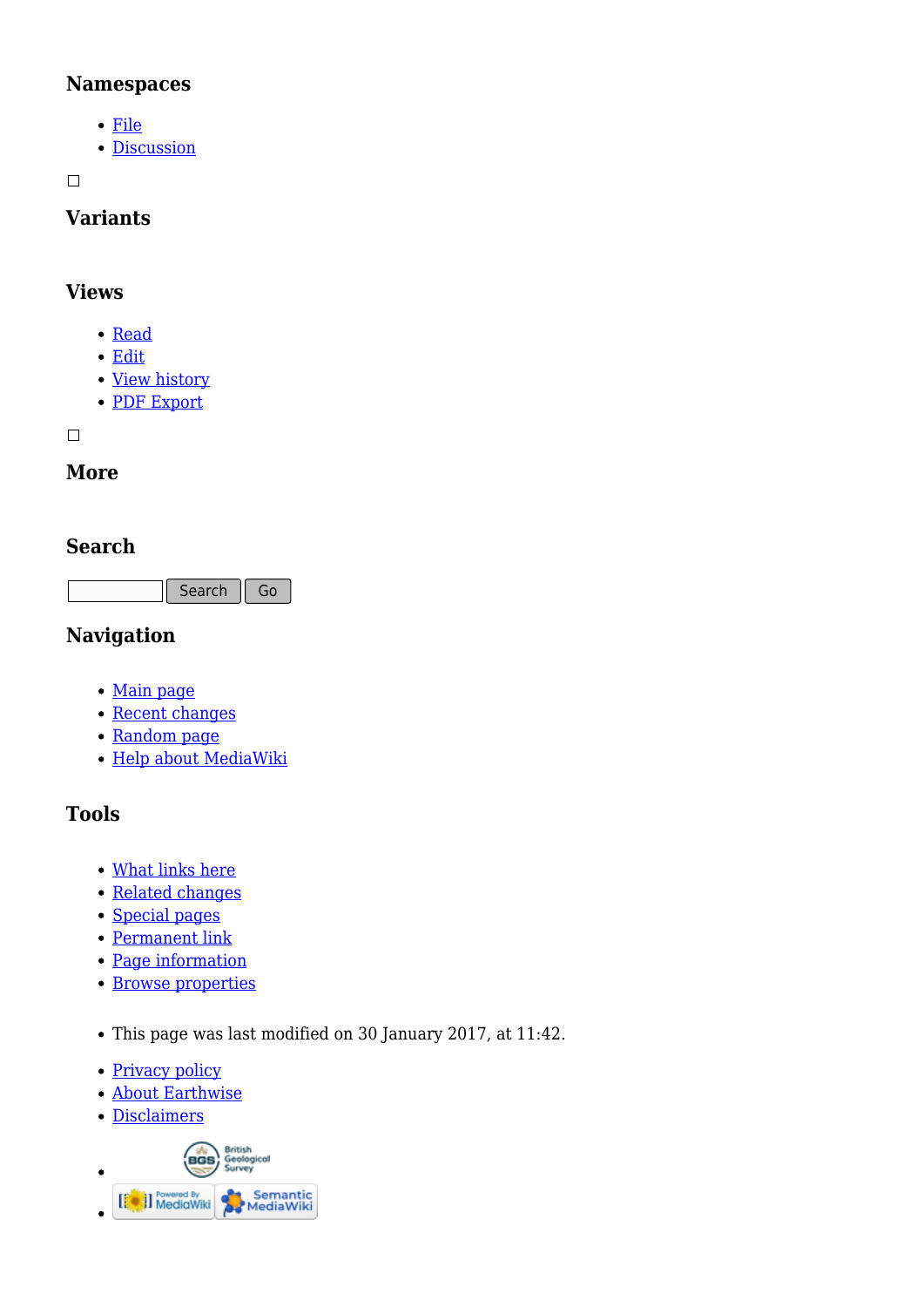## Namespaces

- File
- Discussion

## Variants

## Views

- Read
- Edit
- View history
- PDF Export

## More

## Search

Search Go

## Navigation

- Main page
- Recent changes
- Random page
- Help about MediaWiki

## Tools

- What links here
- Related changes
- Special pages
- Permanent link
- Page information
- Browse properties

- This page was last modified on 30 January 2017, at 11:42.

- Privacy policy
- About Earthwise
- Disclaimers